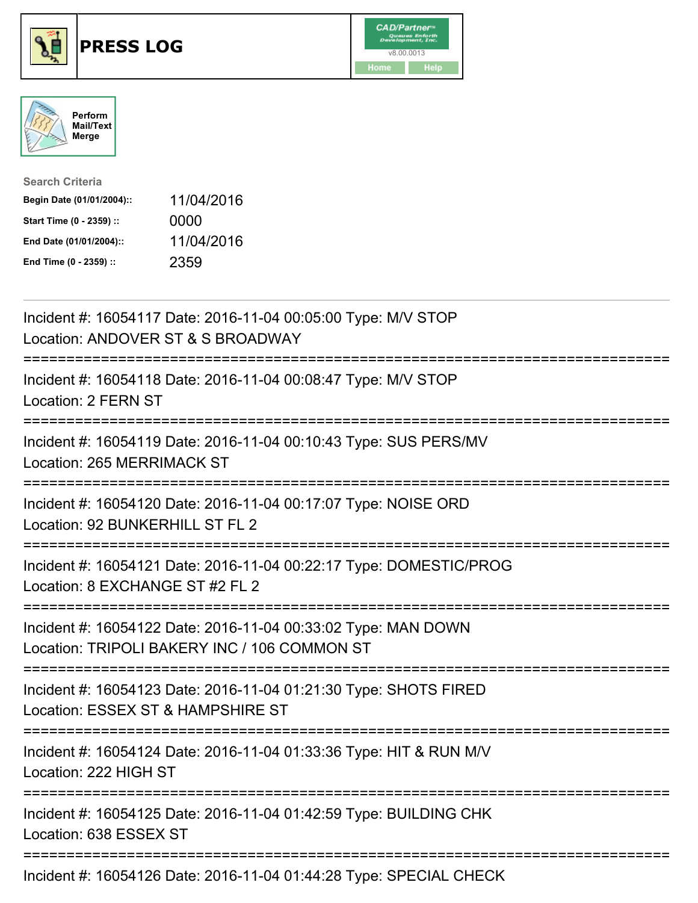# PRESS LOG

Perform Mail/Text Merge

**Search Criteria**

| | |
|---|---|
| **Begin Date (01/01/2004)::** | 11/04/2016 |
| **Start Time (0 - 2359) ::** | 0000 |
| **End Date (01/01/2004)::** | 11/04/2016 |
| **End Time (0 - 2359) ::** | 2359 |

Incident #: 16054117 Date: 2016-11-04 00:05:00 Type: M/V STOP
Location: ANDOVER ST & S BROADWAY

===========================================================================

Incident #: 16054118 Date: 2016-11-04 00:08:47 Type: M/V STOP
Location: 2 FERN ST

===========================================================================

Incident #: 16054119 Date: 2016-11-04 00:10:43 Type: SUS PERS/MV
Location: 265 MERRIMACK ST

===========================================================================

Incident #: 16054120 Date: 2016-11-04 00:17:07 Type: NOISE ORD
Location: 92 BUNKERHILL ST FL 2

===========================================================================

Incident #: 16054121 Date: 2016-11-04 00:22:17 Type: DOMESTIC/PROG
Location: 8 EXCHANGE ST #2 FL 2

===========================================================================

Incident #: 16054122 Date: 2016-11-04 00:33:02 Type: MAN DOWN
Location: TRIPOLI BAKERY INC / 106 COMMON ST

===========================================================================

Incident #: 16054123 Date: 2016-11-04 01:21:30 Type: SHOTS FIRED
Location: ESSEX ST & HAMPSHIRE ST

===========================================================================

Incident #: 16054124 Date: 2016-11-04 01:33:36 Type: HIT & RUN M/V
Location: 222 HIGH ST

===========================================================================

Incident #: 16054125 Date: 2016-11-04 01:42:59 Type: BUILDING CHK
Location: 638 ESSEX ST

===========================================================================

Incident #: 16054126 Date: 2016-11-04 01:44:28 Type: SPECIAL CHECK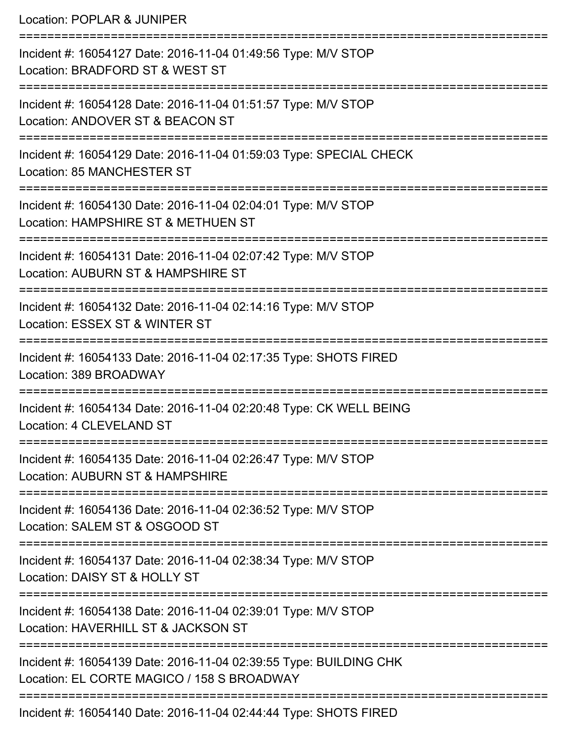Location: POPLAR & JUNIPER

===========================================================================

Incident #: 16054127 Date: 2016-11-04 01:49:56 Type: M/V STOP

Location: BRADFORD ST & WEST ST

===========================================================================

Incident #: 16054128 Date: 2016-11-04 01:51:57 Type: M/V STOP

Location: ANDOVER ST & BEACON ST

===========================================================================

Incident #: 16054129 Date: 2016-11-04 01:59:03 Type: SPECIAL CHECK

Location: 85 MANCHESTER ST

===========================================================================

Incident #: 16054130 Date: 2016-11-04 02:04:01 Type: M/V STOP

Location: HAMPSHIRE ST & METHUEN ST

===========================================================================

Incident #: 16054131 Date: 2016-11-04 02:07:42 Type: M/V STOP

Location: AUBURN ST & HAMPSHIRE ST

===========================================================================

Incident #: 16054132 Date: 2016-11-04 02:14:16 Type: M/V STOP

Location: ESSEX ST & WINTER ST

===========================================================================

Incident #: 16054133 Date: 2016-11-04 02:17:35 Type: SHOTS FIRED

Location: 389 BROADWAY

===========================================================================

Incident #: 16054134 Date: 2016-11-04 02:20:48 Type: CK WELL BEING

Location: 4 CLEVELAND ST

===========================================================================

Incident #: 16054135 Date: 2016-11-04 02:26:47 Type: M/V STOP

Location: AUBURN ST & HAMPSHIRE

===========================================================================

Incident #: 16054136 Date: 2016-11-04 02:36:52 Type: M/V STOP

Location: SALEM ST & OSGOOD ST

===========================================================================

Incident #: 16054137 Date: 2016-11-04 02:38:34 Type: M/V STOP

Location: DAISY ST & HOLLY ST

===========================================================================

Incident #: 16054138 Date: 2016-11-04 02:39:01 Type: M/V STOP

Location: HAVERHILL ST & JACKSON ST

===========================================================================

Incident #: 16054139 Date: 2016-11-04 02:39:55 Type: BUILDING CHK

Location: EL CORTE MAGICO / 158 S BROADWAY

===========================================================================

Incident #: 16054140 Date: 2016-11-04 02:44:44 Type: SHOTS FIRED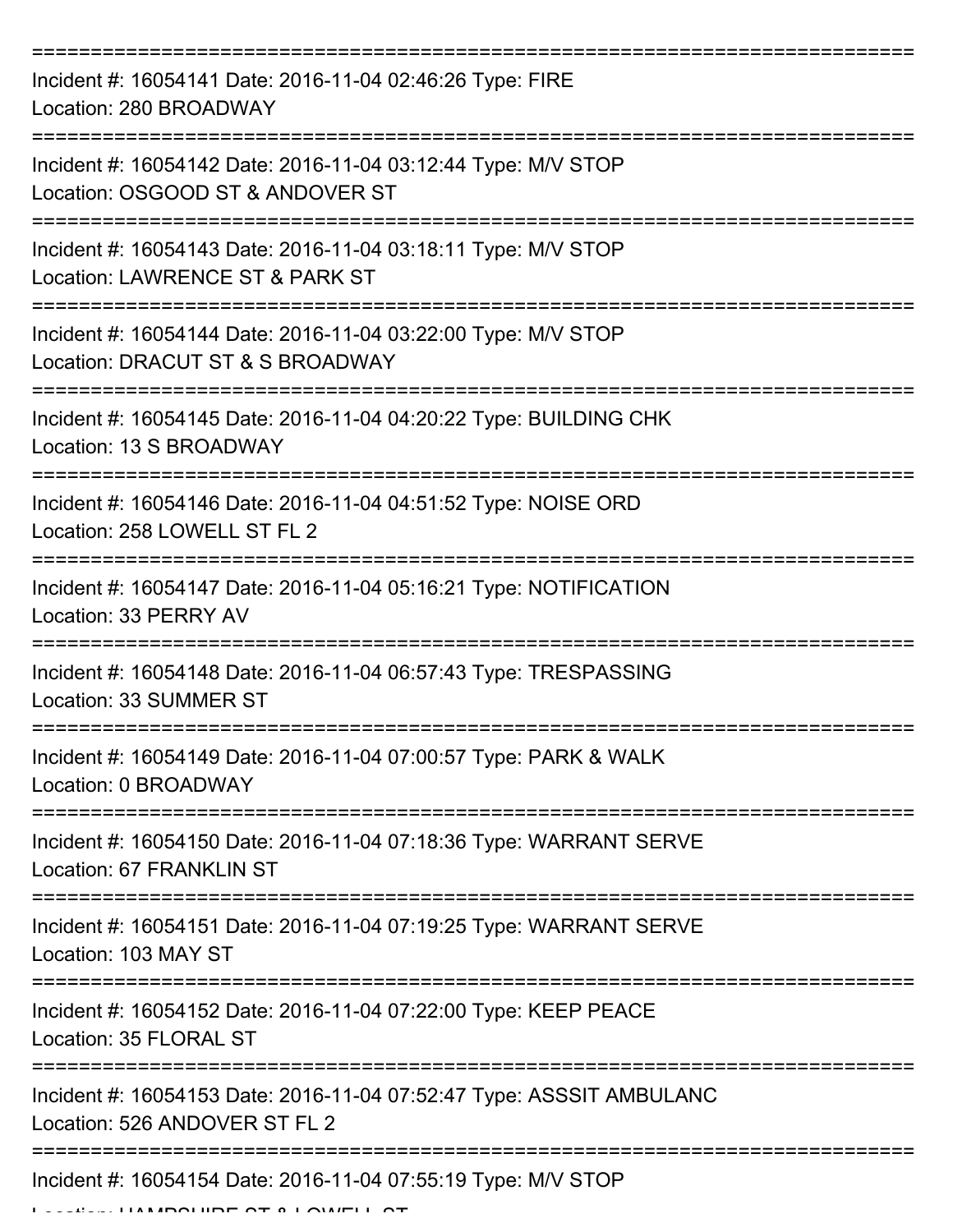===========================================================================
Incident #: 16054141 Date: 2016-11-04 02:46:26 Type: FIRE
Location: 280 BROADWAY
===========================================================================
Incident #: 16054142 Date: 2016-11-04 03:12:44 Type: M/V STOP
Location: OSGOOD ST & ANDOVER ST
===========================================================================
Incident #: 16054143 Date: 2016-11-04 03:18:11 Type: M/V STOP
Location: LAWRENCE ST & PARK ST
===========================================================================
Incident #: 16054144 Date: 2016-11-04 03:22:00 Type: M/V STOP
Location: DRACUT ST & S BROADWAY
===========================================================================
Incident #: 16054145 Date: 2016-11-04 04:20:22 Type: BUILDING CHK
Location: 13 S BROADWAY
===========================================================================
Incident #: 16054146 Date: 2016-11-04 04:51:52 Type: NOISE ORD
Location: 258 LOWELL ST FL 2
===========================================================================
Incident #: 16054147 Date: 2016-11-04 05:16:21 Type: NOTIFICATION
Location: 33 PERRY AV
===========================================================================
Incident #: 16054148 Date: 2016-11-04 06:57:43 Type: TRESPASSING
Location: 33 SUMMER ST
===========================================================================
Incident #: 16054149 Date: 2016-11-04 07:00:57 Type: PARK & WALK
Location: 0 BROADWAY
===========================================================================
Incident #: 16054150 Date: 2016-11-04 07:18:36 Type: WARRANT SERVE
Location: 67 FRANKLIN ST
===========================================================================
Incident #: 16054151 Date: 2016-11-04 07:19:25 Type: WARRANT SERVE
Location: 103 MAY ST
===========================================================================
Incident #: 16054152 Date: 2016-11-04 07:22:00 Type: KEEP PEACE
Location: 35 FLORAL ST
===========================================================================
Incident #: 16054153 Date: 2016-11-04 07:52:47 Type: ASSSIT AMBULANC
Location: 526 ANDOVER ST FL 2
===========================================================================
Incident #: 16054154 Date: 2016-11-04 07:55:19 Type: M/V STOP
Location: HAMPSHIRE ST & LOWELL ST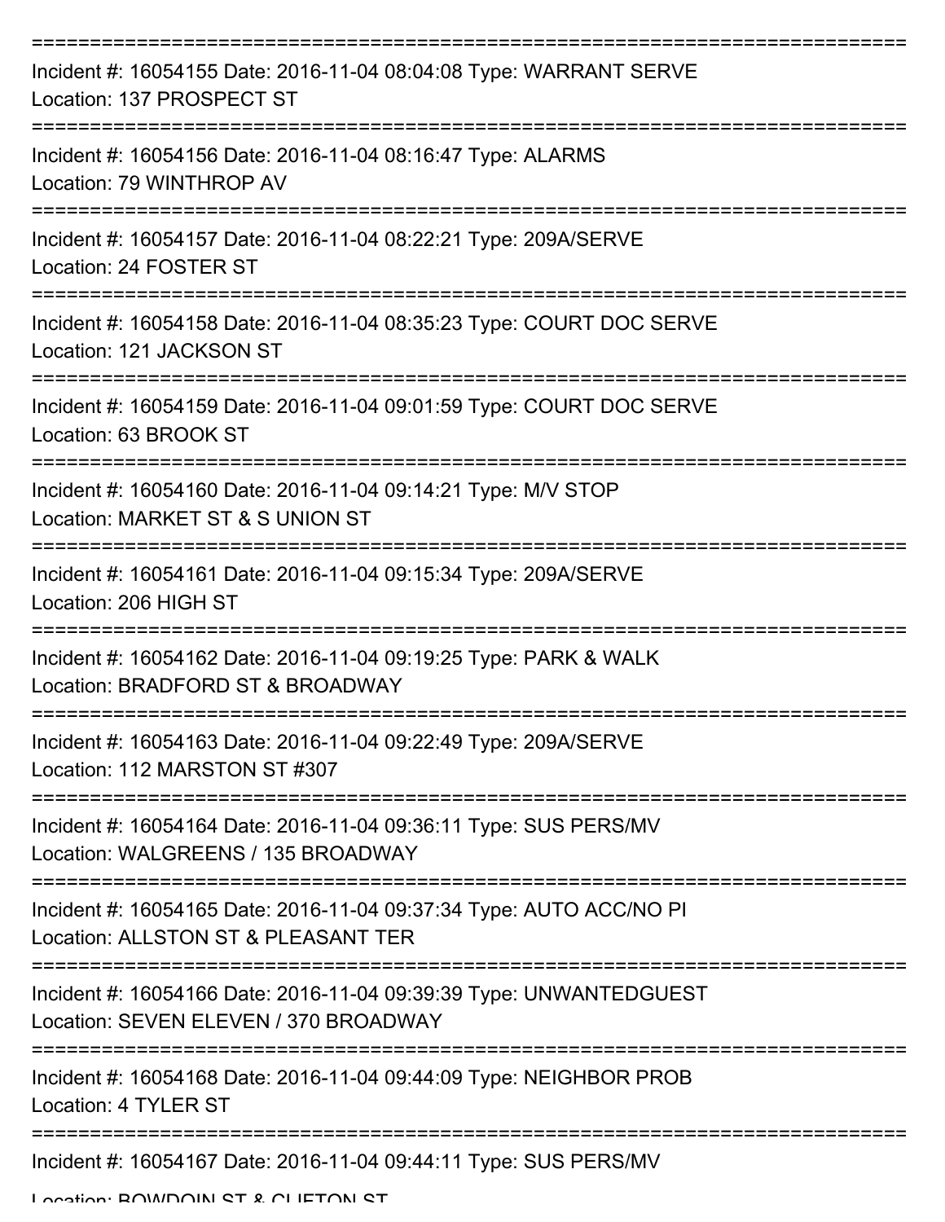===========================================================================

Incident #: 16054155 Date: 2016-11-04 08:04:08 Type: WARRANT SERVE

Location: 137 PROSPECT ST

===========================================================================

Incident #: 16054156 Date: 2016-11-04 08:16:47 Type: ALARMS

Location: 79 WINTHROP AV

===========================================================================

Incident #: 16054157 Date: 2016-11-04 08:22:21 Type: 209A/SERVE

Location: 24 FOSTER ST

===========================================================================

Incident #: 16054158 Date: 2016-11-04 08:35:23 Type: COURT DOC SERVE

Location: 121 JACKSON ST

===========================================================================

Incident #: 16054159 Date: 2016-11-04 09:01:59 Type: COURT DOC SERVE

Location: 63 BROOK ST

===========================================================================

Incident #: 16054160 Date: 2016-11-04 09:14:21 Type: M/V STOP

Location: MARKET ST & S UNION ST

===========================================================================

Incident #: 16054161 Date: 2016-11-04 09:15:34 Type: 209A/SERVE

Location: 206 HIGH ST

===========================================================================

Incident #: 16054162 Date: 2016-11-04 09:19:25 Type: PARK & WALK

Location: BRADFORD ST & BROADWAY

===========================================================================

Incident #: 16054163 Date: 2016-11-04 09:22:49 Type: 209A/SERVE

Location: 112 MARSTON ST #307

===========================================================================

Incident #: 16054164 Date: 2016-11-04 09:36:11 Type: SUS PERS/MV

Location: WALGREENS / 135 BROADWAY

===========================================================================

Incident #: 16054165 Date: 2016-11-04 09:37:34 Type: AUTO ACC/NO PI

Location: ALLSTON ST & PLEASANT TER

===========================================================================

Incident #: 16054166 Date: 2016-11-04 09:39:39 Type: UNWANTEDGUEST

Location: SEVEN ELEVEN / 370 BROADWAY

===========================================================================

Incident #: 16054168 Date: 2016-11-04 09:44:09 Type: NEIGHBOR PROB

Location: 4 TYLER ST

===========================================================================

Incident #: 16054167 Date: 2016-11-04 09:44:11 Type: SUS PERS/MV

Location: BOWDOIN ST & CLIFTON ST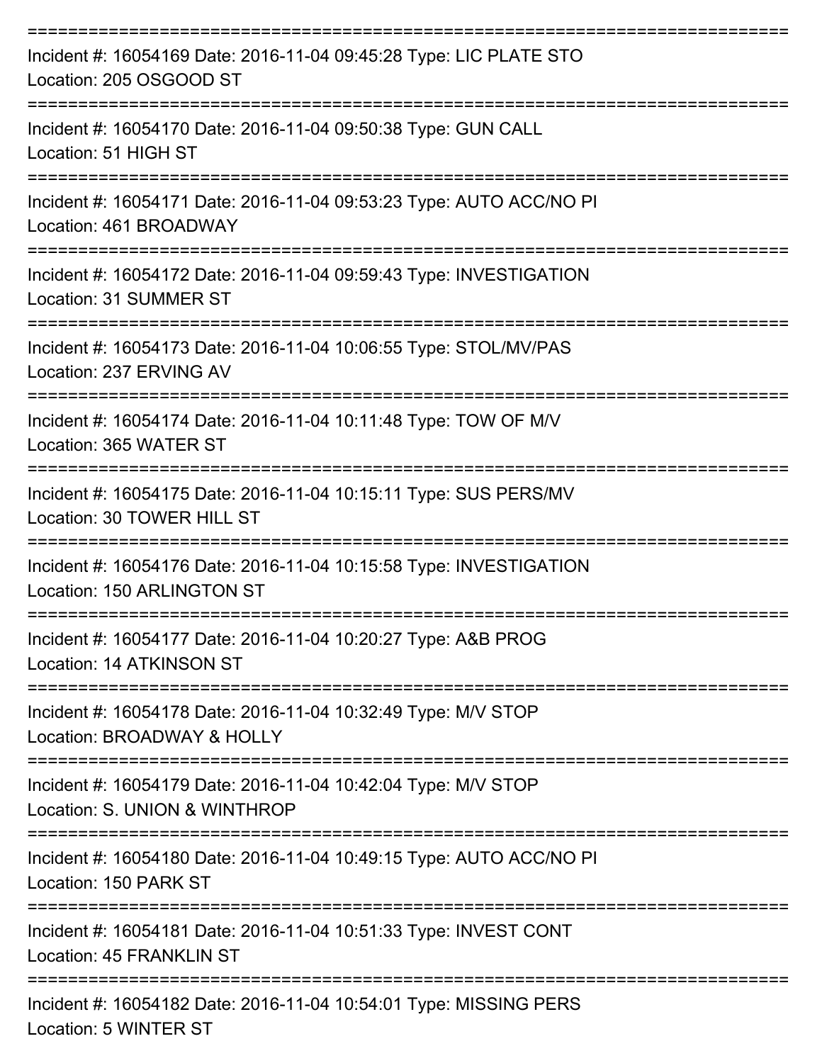===========================================================================

Incident #: 16054169 Date: 2016-11-04 09:45:28 Type: LIC PLATE STO
Location: 205 OSGOOD ST

===========================================================================

Incident #: 16054170 Date: 2016-11-04 09:50:38 Type: GUN CALL
Location: 51 HIGH ST

===========================================================================

Incident #: 16054171 Date: 2016-11-04 09:53:23 Type: AUTO ACC/NO PI
Location: 461 BROADWAY

===========================================================================

Incident #: 16054172 Date: 2016-11-04 09:59:43 Type: INVESTIGATION
Location: 31 SUMMER ST

===========================================================================

Incident #: 16054173 Date: 2016-11-04 10:06:55 Type: STOL/MV/PAS
Location: 237 ERVING AV

===========================================================================

Incident #: 16054174 Date: 2016-11-04 10:11:48 Type: TOW OF M/V
Location: 365 WATER ST

===========================================================================

Incident #: 16054175 Date: 2016-11-04 10:15:11 Type: SUS PERS/MV
Location: 30 TOWER HILL ST

===========================================================================

Incident #: 16054176 Date: 2016-11-04 10:15:58 Type: INVESTIGATION
Location: 150 ARLINGTON ST

===========================================================================

Incident #: 16054177 Date: 2016-11-04 10:20:27 Type: A&B PROG
Location: 14 ATKINSON ST

===========================================================================

Incident #: 16054178 Date: 2016-11-04 10:32:49 Type: M/V STOP
Location: BROADWAY & HOLLY

===========================================================================

Incident #: 16054179 Date: 2016-11-04 10:42:04 Type: M/V STOP
Location: S. UNION & WINTHROP

===========================================================================

Incident #: 16054180 Date: 2016-11-04 10:49:15 Type: AUTO ACC/NO PI
Location: 150 PARK ST

===========================================================================

Incident #: 16054181 Date: 2016-11-04 10:51:33 Type: INVEST CONT
Location: 45 FRANKLIN ST

===========================================================================

Incident #: 16054182 Date: 2016-11-04 10:54:01 Type: MISSING PERS
Location: 5 WINTER ST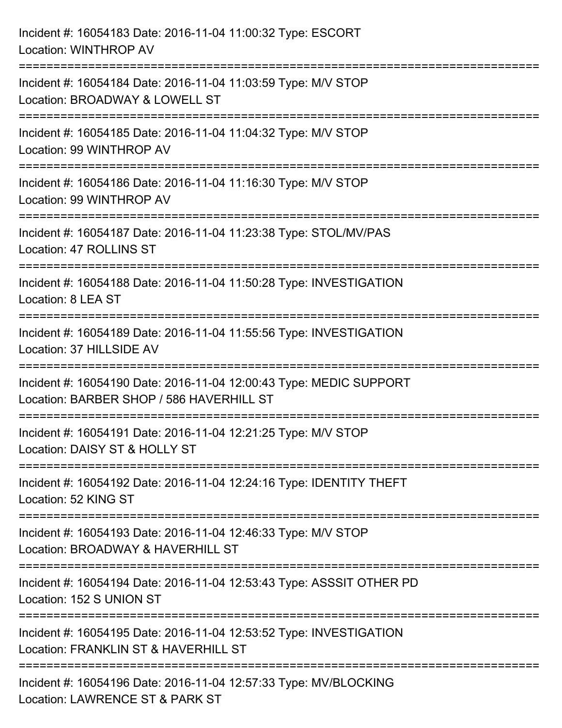Incident #: 16054183 Date: 2016-11-04 11:00:32 Type: ESCORT
Location: WINTHROP AV

===========================================================================

Incident #: 16054184 Date: 2016-11-04 11:03:59 Type: M/V STOP
Location: BROADWAY & LOWELL ST

===========================================================================

Incident #: 16054185 Date: 2016-11-04 11:04:32 Type: M/V STOP
Location: 99 WINTHROP AV

===========================================================================

Incident #: 16054186 Date: 2016-11-04 11:16:30 Type: M/V STOP
Location: 99 WINTHROP AV

===========================================================================

Incident #: 16054187 Date: 2016-11-04 11:23:38 Type: STOL/MV/PAS
Location: 47 ROLLINS ST

===========================================================================

Incident #: 16054188 Date: 2016-11-04 11:50:28 Type: INVESTIGATION
Location: 8 LEA ST

===========================================================================

Incident #: 16054189 Date: 2016-11-04 11:55:56 Type: INVESTIGATION
Location: 37 HILLSIDE AV

===========================================================================

Incident #: 16054190 Date: 2016-11-04 12:00:43 Type: MEDIC SUPPORT
Location: BARBER SHOP / 586 HAVERHILL ST

===========================================================================

Incident #: 16054191 Date: 2016-11-04 12:21:25 Type: M/V STOP
Location: DAISY ST & HOLLY ST

===========================================================================

Incident #: 16054192 Date: 2016-11-04 12:24:16 Type: IDENTITY THEFT
Location: 52 KING ST

===========================================================================

Incident #: 16054193 Date: 2016-11-04 12:46:33 Type: M/V STOP
Location: BROADWAY & HAVERHILL ST

===========================================================================

Incident #: 16054194 Date: 2016-11-04 12:53:43 Type: ASSSIT OTHER PD
Location: 152 S UNION ST

===========================================================================

Incident #: 16054195 Date: 2016-11-04 12:53:52 Type: INVESTIGATION
Location: FRANKLIN ST & HAVERHILL ST

===========================================================================

Incident #: 16054196 Date: 2016-11-04 12:57:33 Type: MV/BLOCKING
Location: LAWRENCE ST & PARK ST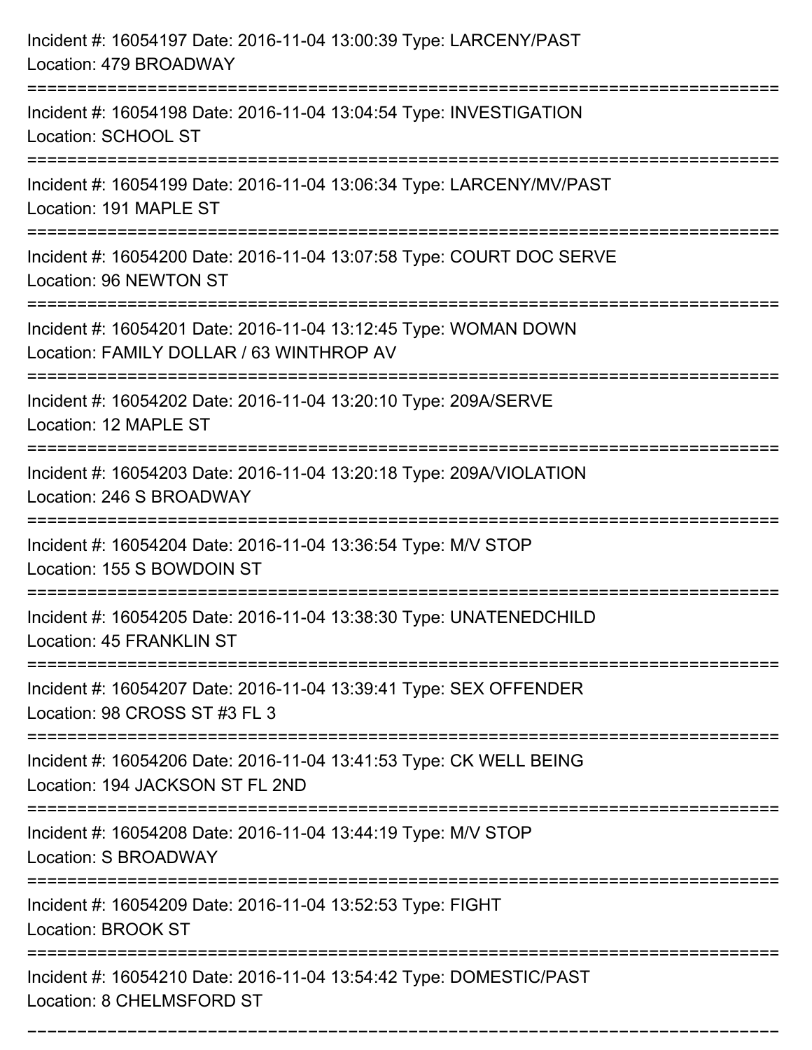Incident #: 16054197 Date: 2016-11-04 13:00:39 Type: LARCENY/PAST
Location: 479 BROADWAY

===========================================================================

Incident #: 16054198 Date: 2016-11-04 13:04:54 Type: INVESTIGATION
Location: SCHOOL ST

===========================================================================

Incident #: 16054199 Date: 2016-11-04 13:06:34 Type: LARCENY/MV/PAST
Location: 191 MAPLE ST

===========================================================================

Incident #: 16054200 Date: 2016-11-04 13:07:58 Type: COURT DOC SERVE
Location: 96 NEWTON ST

===========================================================================

Incident #: 16054201 Date: 2016-11-04 13:12:45 Type: WOMAN DOWN
Location: FAMILY DOLLAR / 63 WINTHROP AV

===========================================================================

Incident #: 16054202 Date: 2016-11-04 13:20:10 Type: 209A/SERVE
Location: 12 MAPLE ST

===========================================================================

Incident #: 16054203 Date: 2016-11-04 13:20:18 Type: 209A/VIOLATION
Location: 246 S BROADWAY

===========================================================================

Incident #: 16054204 Date: 2016-11-04 13:36:54 Type: M/V STOP
Location: 155 S BOWDOIN ST

===========================================================================

Incident #: 16054205 Date: 2016-11-04 13:38:30 Type: UNATENEDCHILD
Location: 45 FRANKLIN ST

===========================================================================

Incident #: 16054207 Date: 2016-11-04 13:39:41 Type: SEX OFFENDER
Location: 98 CROSS ST #3 FL 3

===========================================================================

Incident #: 16054206 Date: 2016-11-04 13:41:53 Type: CK WELL BEING
Location: 194 JACKSON ST FL 2ND

===========================================================================

Incident #: 16054208 Date: 2016-11-04 13:44:19 Type: M/V STOP
Location: S BROADWAY

===========================================================================

Incident #: 16054209 Date: 2016-11-04 13:52:53 Type: FIGHT
Location: BROOK ST

===========================================================================

Incident #: 16054210 Date: 2016-11-04 13:54:42 Type: DOMESTIC/PAST
Location: 8 CHELMSFORD ST

===========================================================================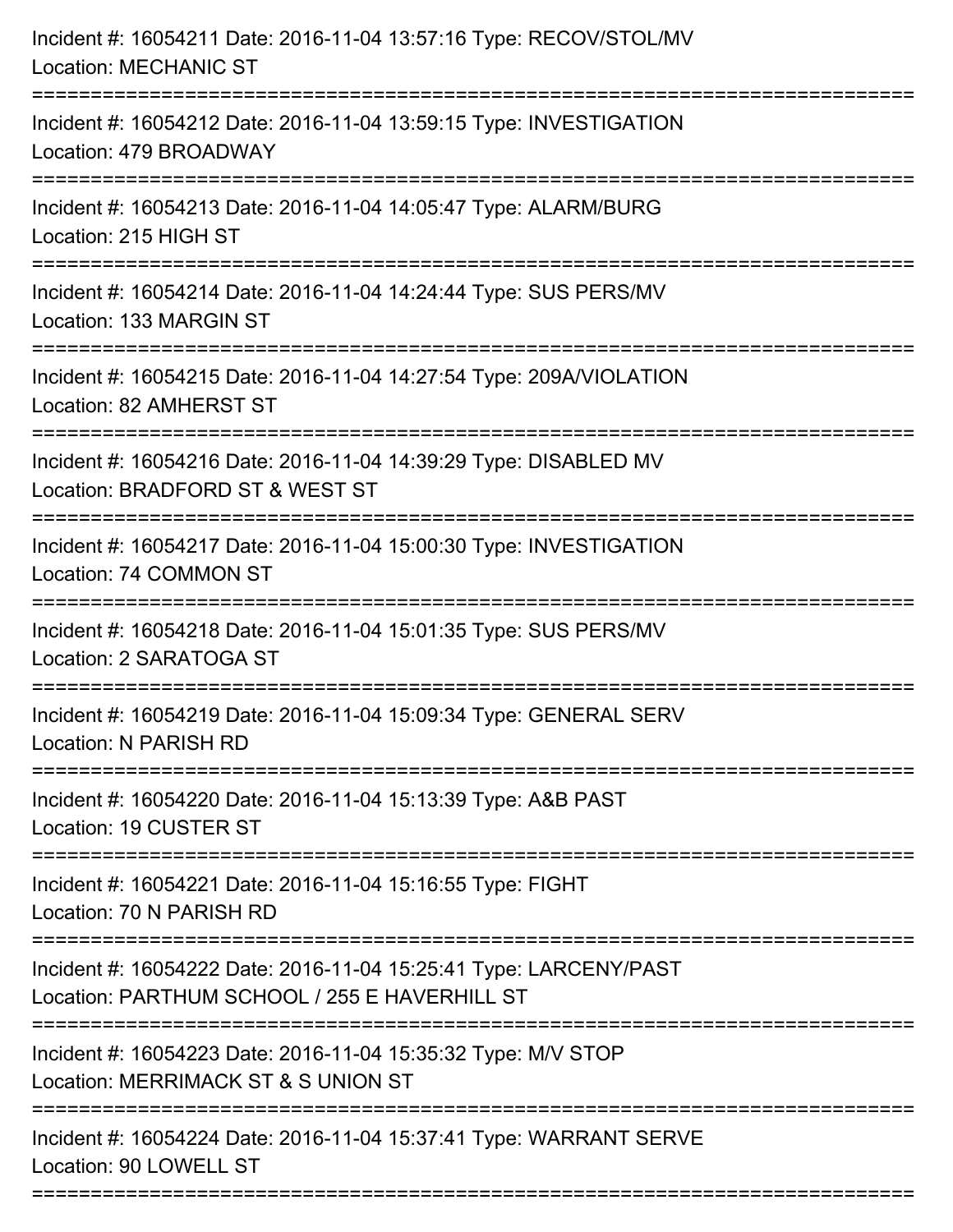Incident #: 16054211 Date: 2016-11-04 13:57:16 Type: RECOV/STOL/MV
Location: MECHANIC ST

===========================================================================

Incident #: 16054212 Date: 2016-11-04 13:59:15 Type: INVESTIGATION
Location: 479 BROADWAY

===========================================================================

Incident #: 16054213 Date: 2016-11-04 14:05:47 Type: ALARM/BURG
Location: 215 HIGH ST

===========================================================================

Incident #: 16054214 Date: 2016-11-04 14:24:44 Type: SUS PERS/MV
Location: 133 MARGIN ST

===========================================================================

Incident #: 16054215 Date: 2016-11-04 14:27:54 Type: 209A/VIOLATION
Location: 82 AMHERST ST

===========================================================================

Incident #: 16054216 Date: 2016-11-04 14:39:29 Type: DISABLED MV
Location: BRADFORD ST & WEST ST

===========================================================================

Incident #: 16054217 Date: 2016-11-04 15:00:30 Type: INVESTIGATION
Location: 74 COMMON ST

===========================================================================

Incident #: 16054218 Date: 2016-11-04 15:01:35 Type: SUS PERS/MV
Location: 2 SARATOGA ST

===========================================================================

Incident #: 16054219 Date: 2016-11-04 15:09:34 Type: GENERAL SERV
Location: N PARISH RD

===========================================================================

Incident #: 16054220 Date: 2016-11-04 15:13:39 Type: A&B PAST
Location: 19 CUSTER ST

===========================================================================

Incident #: 16054221 Date: 2016-11-04 15:16:55 Type: FIGHT
Location: 70 N PARISH RD

===========================================================================

Incident #: 16054222 Date: 2016-11-04 15:25:41 Type: LARCENY/PAST
Location: PARTHUM SCHOOL / 255 E HAVERHILL ST

===========================================================================

Incident #: 16054223 Date: 2016-11-04 15:35:32 Type: M/V STOP
Location: MERRIMACK ST & S UNION ST

===========================================================================

Incident #: 16054224 Date: 2016-11-04 15:37:41 Type: WARRANT SERVE
Location: 90 LOWELL ST

===========================================================================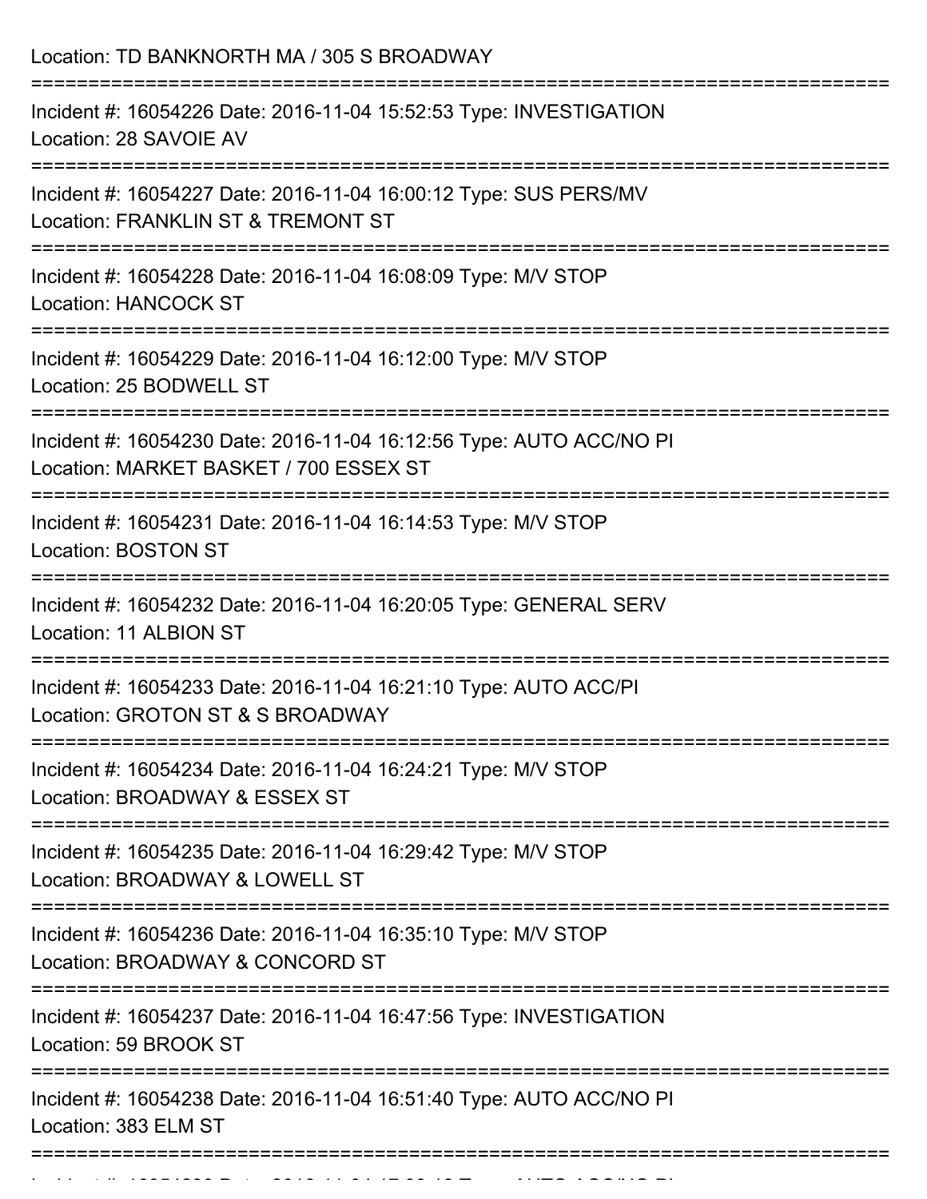Location: TD BANKNORTH MA / 305 S BROADWAY

===========================================================================

Incident #: 16054226 Date: 2016-11-04 15:52:53 Type: INVESTIGATION
Location: 28 SAVOIE AV

===========================================================================

Incident #: 16054227 Date: 2016-11-04 16:00:12 Type: SUS PERS/MV
Location: FRANKLIN ST & TREMONT ST

===========================================================================

Incident #: 16054228 Date: 2016-11-04 16:08:09 Type: M/V STOP
Location: HANCOCK ST

===========================================================================

Incident #: 16054229 Date: 2016-11-04 16:12:00 Type: M/V STOP
Location: 25 BODWELL ST

===========================================================================

Incident #: 16054230 Date: 2016-11-04 16:12:56 Type: AUTO ACC/NO PI
Location: MARKET BASKET / 700 ESSEX ST

===========================================================================

Incident #: 16054231 Date: 2016-11-04 16:14:53 Type: M/V STOP
Location: BOSTON ST

===========================================================================

Incident #: 16054232 Date: 2016-11-04 16:20:05 Type: GENERAL SERV
Location: 11 ALBION ST

===========================================================================

Incident #: 16054233 Date: 2016-11-04 16:21:10 Type: AUTO ACC/PI
Location: GROTON ST & S BROADWAY

===========================================================================

Incident #: 16054234 Date: 2016-11-04 16:24:21 Type: M/V STOP
Location: BROADWAY & ESSEX ST

===========================================================================

Incident #: 16054235 Date: 2016-11-04 16:29:42 Type: M/V STOP
Location: BROADWAY & LOWELL ST

===========================================================================

Incident #: 16054236 Date: 2016-11-04 16:35:10 Type: M/V STOP
Location: BROADWAY & CONCORD ST

===========================================================================

Incident #: 16054237 Date: 2016-11-04 16:47:56 Type: INVESTIGATION
Location: 59 BROOK ST

===========================================================================

Incident #: 16054238 Date: 2016-11-04 16:51:40 Type: AUTO ACC/NO PI
Location: 383 ELM ST

===========================================================================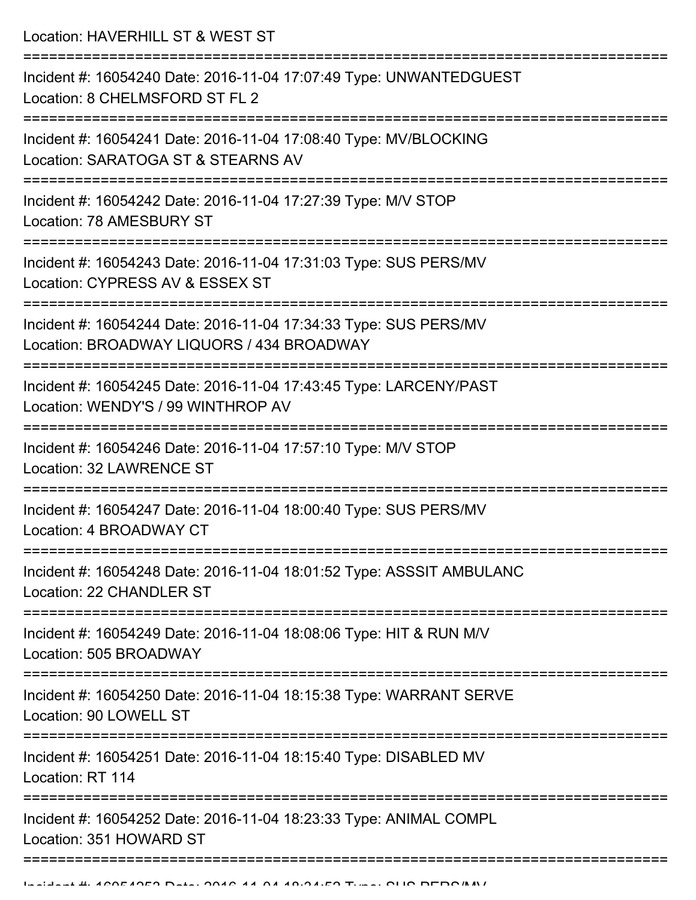Location: HAVERHILL ST & WEST ST

===========================================================================

Incident #: 16054240 Date: 2016-11-04 17:07:49 Type: UNWANTEDGUEST
Location: 8 CHELMSFORD ST FL 2

===========================================================================

Incident #: 16054241 Date: 2016-11-04 17:08:40 Type: MV/BLOCKING
Location: SARATOGA ST & STEARNS AV

===========================================================================

Incident #: 16054242 Date: 2016-11-04 17:27:39 Type: M/V STOP
Location: 78 AMESBURY ST

===========================================================================

Incident #: 16054243 Date: 2016-11-04 17:31:03 Type: SUS PERS/MV
Location: CYPRESS AV & ESSEX ST

===========================================================================

Incident #: 16054244 Date: 2016-11-04 17:34:33 Type: SUS PERS/MV
Location: BROADWAY LIQUORS / 434 BROADWAY

===========================================================================

Incident #: 16054245 Date: 2016-11-04 17:43:45 Type: LARCENY/PAST
Location: WENDY'S / 99 WINTHROP AV

===========================================================================

Incident #: 16054246 Date: 2016-11-04 17:57:10 Type: M/V STOP
Location: 32 LAWRENCE ST

===========================================================================

Incident #: 16054247 Date: 2016-11-04 18:00:40 Type: SUS PERS/MV
Location: 4 BROADWAY CT

===========================================================================

Incident #: 16054248 Date: 2016-11-04 18:01:52 Type: ASSSIT AMBULANC
Location: 22 CHANDLER ST

===========================================================================

Incident #: 16054249 Date: 2016-11-04 18:08:06 Type: HIT & RUN M/V
Location: 505 BROADWAY

===========================================================================

Incident #: 16054250 Date: 2016-11-04 18:15:38 Type: WARRANT SERVE
Location: 90 LOWELL ST

===========================================================================

Incident #: 16054251 Date: 2016-11-04 18:15:40 Type: DISABLED MV
Location: RT 114

===========================================================================

Incident #: 16054252 Date: 2016-11-04 18:23:33 Type: ANIMAL COMPL
Location: 351 HOWARD ST

===========================================================================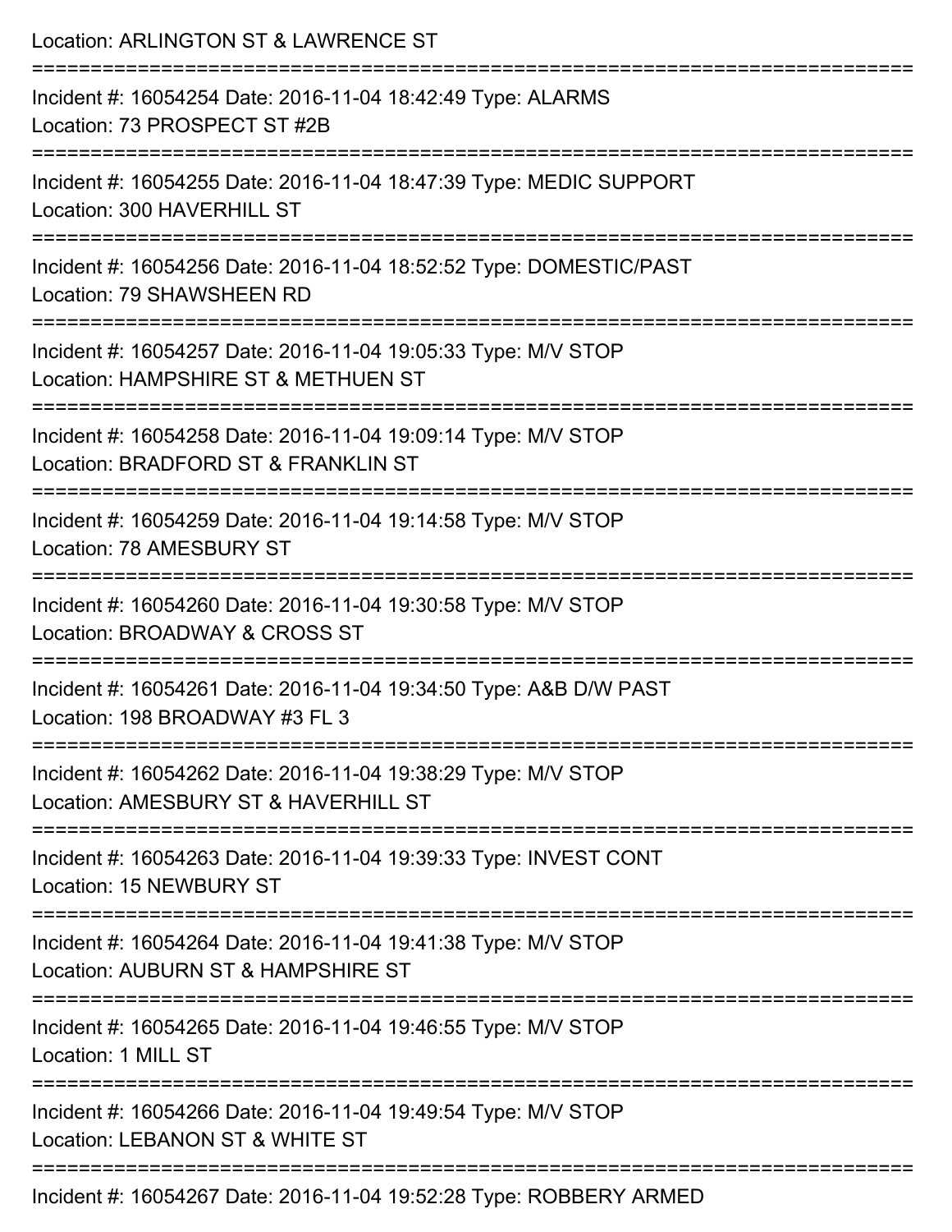Location: ARLINGTON ST & LAWRENCE ST

===========================================================================

Incident #: 16054254 Date: 2016-11-04 18:42:49 Type: ALARMS
Location: 73 PROSPECT ST #2B

===========================================================================

Incident #: 16054255 Date: 2016-11-04 18:47:39 Type: MEDIC SUPPORT
Location: 300 HAVERHILL ST

===========================================================================

Incident #: 16054256 Date: 2016-11-04 18:52:52 Type: DOMESTIC/PAST
Location: 79 SHAWSHEEN RD

===========================================================================

Incident #: 16054257 Date: 2016-11-04 19:05:33 Type: M/V STOP
Location: HAMPSHIRE ST & METHUEN ST

===========================================================================

Incident #: 16054258 Date: 2016-11-04 19:09:14 Type: M/V STOP
Location: BRADFORD ST & FRANKLIN ST

===========================================================================

Incident #: 16054259 Date: 2016-11-04 19:14:58 Type: M/V STOP
Location: 78 AMESBURY ST

===========================================================================

Incident #: 16054260 Date: 2016-11-04 19:30:58 Type: M/V STOP
Location: BROADWAY & CROSS ST

===========================================================================

Incident #: 16054261 Date: 2016-11-04 19:34:50 Type: A&B D/W PAST
Location: 198 BROADWAY #3 FL 3

===========================================================================

Incident #: 16054262 Date: 2016-11-04 19:38:29 Type: M/V STOP
Location: AMESBURY ST & HAVERHILL ST

===========================================================================

Incident #: 16054263 Date: 2016-11-04 19:39:33 Type: INVEST CONT
Location: 15 NEWBURY ST

===========================================================================

Incident #: 16054264 Date: 2016-11-04 19:41:38 Type: M/V STOP
Location: AUBURN ST & HAMPSHIRE ST

===========================================================================

Incident #: 16054265 Date: 2016-11-04 19:46:55 Type: M/V STOP
Location: 1 MILL ST

===========================================================================

Incident #: 16054266 Date: 2016-11-04 19:49:54 Type: M/V STOP
Location: LEBANON ST & WHITE ST

===========================================================================

Incident #: 16054267 Date: 2016-11-04 19:52:28 Type: ROBBERY ARMED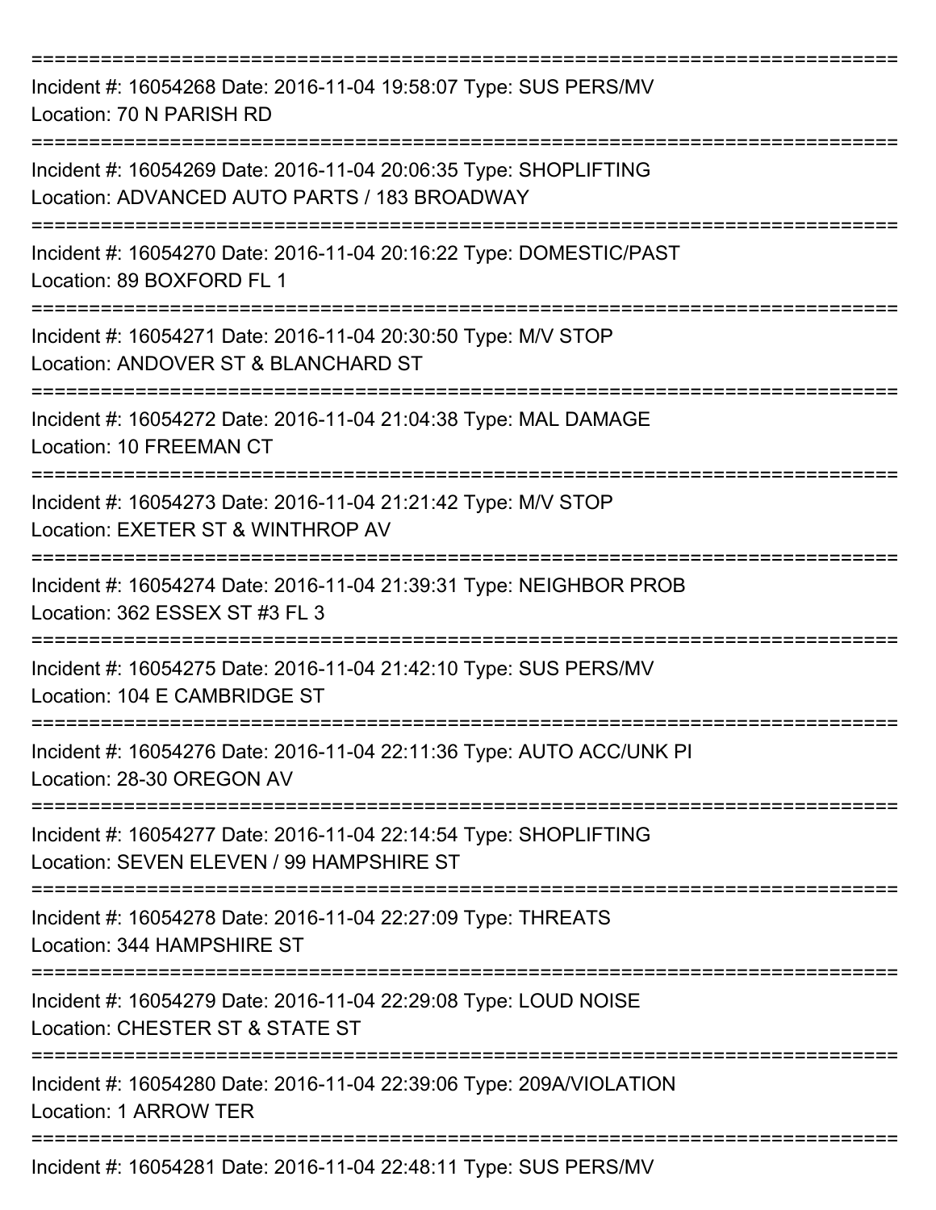===========================================================================

Incident #: 16054268 Date: 2016-11-04 19:58:07 Type: SUS PERS/MV
Location: 70 N PARISH RD

===========================================================================

Incident #: 16054269 Date: 2016-11-04 20:06:35 Type: SHOPLIFTING
Location: ADVANCED AUTO PARTS / 183 BROADWAY

===========================================================================

Incident #: 16054270 Date: 2016-11-04 20:16:22 Type: DOMESTIC/PAST
Location: 89 BOXFORD FL 1

===========================================================================

Incident #: 16054271 Date: 2016-11-04 20:30:50 Type: M/V STOP
Location: ANDOVER ST & BLANCHARD ST

===========================================================================

Incident #: 16054272 Date: 2016-11-04 21:04:38 Type: MAL DAMAGE
Location: 10 FREEMAN CT

===========================================================================

Incident #: 16054273 Date: 2016-11-04 21:21:42 Type: M/V STOP
Location: EXETER ST & WINTHROP AV

===========================================================================

Incident #: 16054274 Date: 2016-11-04 21:39:31 Type: NEIGHBOR PROB
Location: 362 ESSEX ST #3 FL 3

===========================================================================

Incident #: 16054275 Date: 2016-11-04 21:42:10 Type: SUS PERS/MV
Location: 104 E CAMBRIDGE ST

===========================================================================

Incident #: 16054276 Date: 2016-11-04 22:11:36 Type: AUTO ACC/UNK PI
Location: 28-30 OREGON AV

===========================================================================

Incident #: 16054277 Date: 2016-11-04 22:14:54 Type: SHOPLIFTING
Location: SEVEN ELEVEN / 99 HAMPSHIRE ST

===========================================================================

Incident #: 16054278 Date: 2016-11-04 22:27:09 Type: THREATS
Location: 344 HAMPSHIRE ST

===========================================================================

Incident #: 16054279 Date: 2016-11-04 22:29:08 Type: LOUD NOISE
Location: CHESTER ST & STATE ST

===========================================================================

Incident #: 16054280 Date: 2016-11-04 22:39:06 Type: 209A/VIOLATION
Location: 1 ARROW TER

===========================================================================

Incident #: 16054281 Date: 2016-11-04 22:48:11 Type: SUS PERS/MV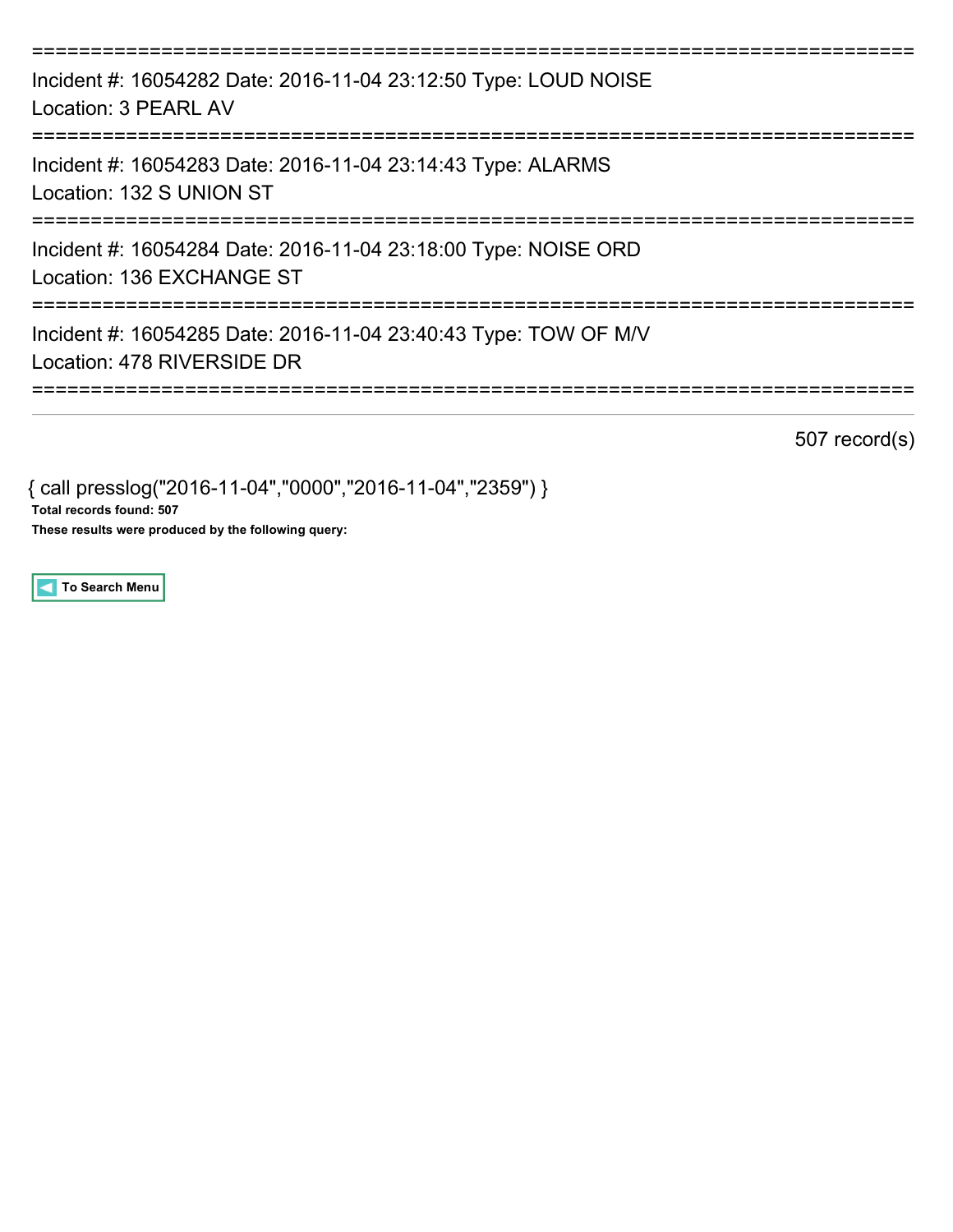===============================================================================

Incident #: 16054282 Date: 2016-11-04 23:12:50 Type: LOUD NOISE
Location: 3 PEARL AV

===============================================================================

Incident #: 16054283 Date: 2016-11-04 23:14:43 Type: ALARMS
Location: 132 S UNION ST

===============================================================================

Incident #: 16054284 Date: 2016-11-04 23:18:00 Type: NOISE ORD
Location: 136 EXCHANGE ST

===============================================================================

Incident #: 16054285 Date: 2016-11-04 23:40:43 Type: TOW OF M/V
Location: 478 RIVERSIDE DR

===============================================================================

507 record(s)

{ call presslog("2016-11-04","0000","2016-11-04","2359") }

**Total records found: 507**

**These results were produced by the following query:**

**To Search Menu**